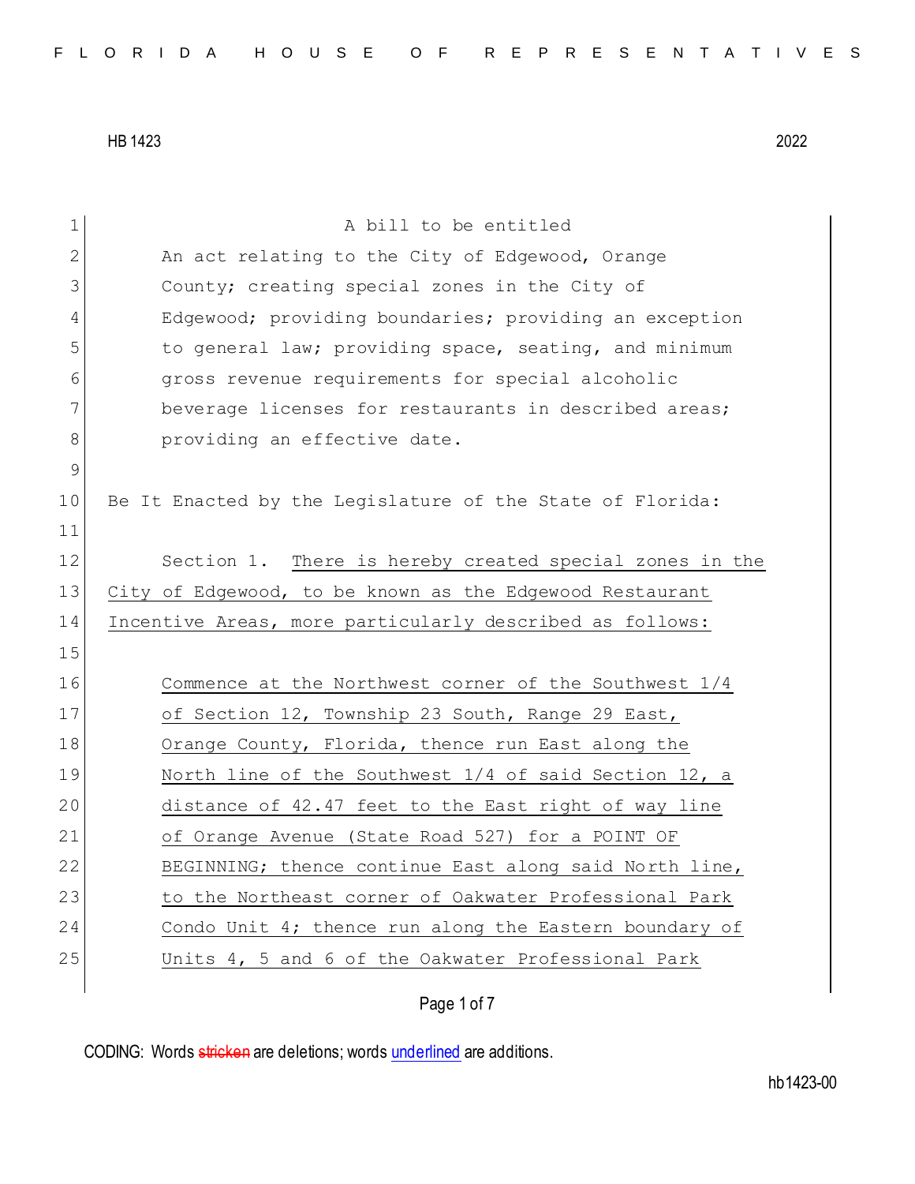HB 1423 2022

A bill to be entitled

An act relating to the City of Edgewood, Orange County; creating special zones in the City of Edgewood; providing boundaries; providing an exception to general law; providing space, seating, and minimum gross revenue requirements for special alcoholic beverage licenses for restaurants in described areas; providing an effective date.

Be It Enacted by the Legislature of the State of Florida:

Section 1. There is hereby created special zones in the City of Edgewood, to be known as the Edgewood Restaurant Incentive Areas, more particularly described as follows:

Commence at the Northwest corner of the Southwest 1/4 of Section 12, Township 23 South, Range 29 East, Orange County, Florida, thence run East along the North line of the Southwest 1/4 of said Section 12, a distance of 42.47 feet to the East right of way line of Orange Avenue (State Road 527) for a POINT OF BEGINNING; thence continue East along said North line, to the Northeast corner of Oakwater Professional Park Condo Unit 4; thence run along the Eastern boundary of Units 4, 5 and 6 of the Oakwater Professional Park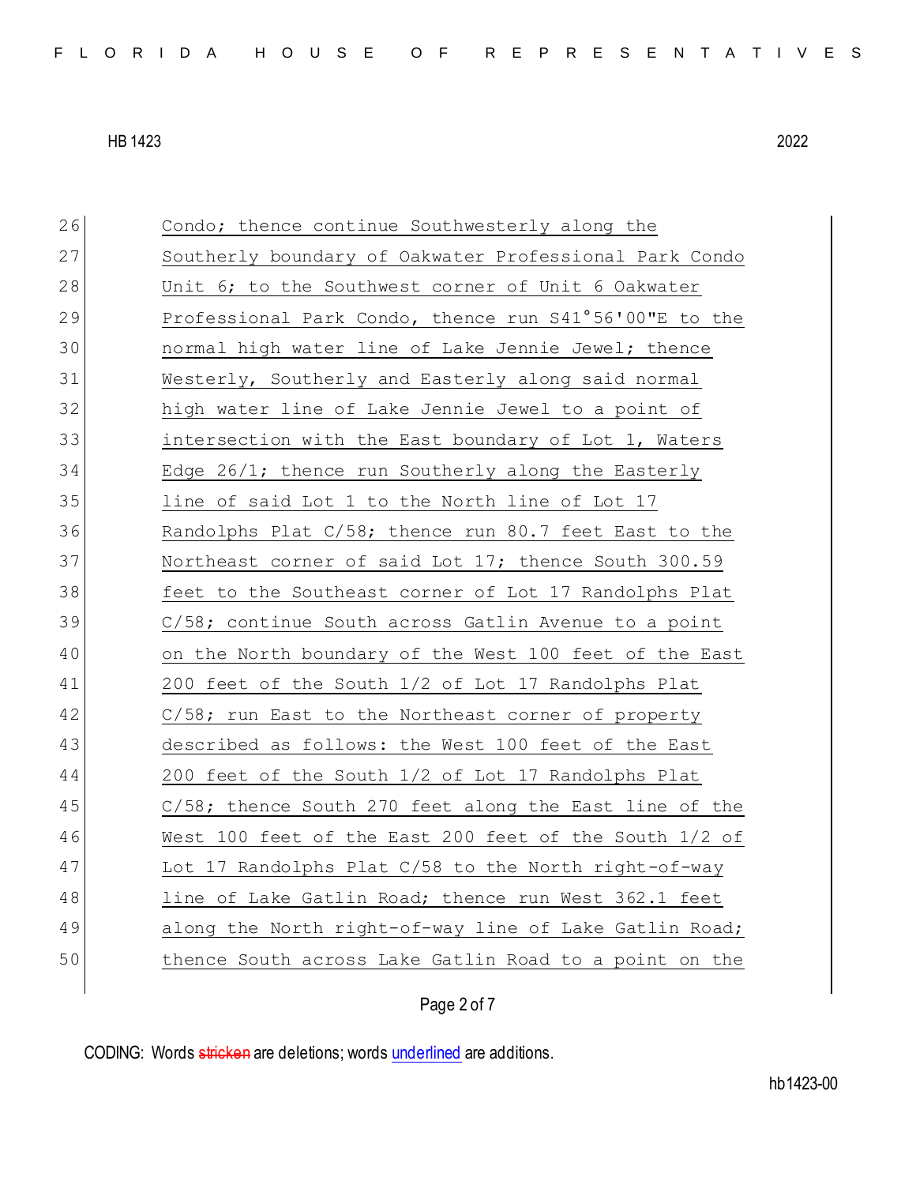26 Condo; thence continue Southwesterly along the
27 Southerly boundary of Oakwater Professional Park Condo
28 Unit 6; to the Southwest corner of Unit 6 Oakwater
29 Professional Park Condo, thence run S41°56'00"E to the
30 normal high water line of Lake Jennie Jewel; thence
31 Westerly, Southerly and Easterly along said normal
32 high water line of Lake Jennie Jewel to a point of
33 intersection with the East boundary of Lot 1, Waters
34 Edge 26/1; thence run Southerly along the Easterly
35 line of said Lot 1 to the North line of Lot 17
36 Randolphs Plat C/58; thence run 80.7 feet East to the
37 Northeast corner of said Lot 17; thence South 300.59
38 feet to the Southeast corner of Lot 17 Randolphs Plat
39 C/58; continue South across Gatlin Avenue to a point
40 on the North boundary of the West 100 feet of the East
41 200 feet of the South 1/2 of Lot 17 Randolphs Plat
42 C/58; run East to the Northeast corner of property
43 described as follows: the West 100 feet of the East
44 200 feet of the South 1/2 of Lot 17 Randolphs Plat
45 C/58; thence South 270 feet along the East line of the
46 West 100 feet of the East 200 feet of the South 1/2 of
47 Lot 17 Randolphs Plat C/58 to the North right-of-way
48 line of Lake Gatlin Road; thence run West 362.1 feet
49 along the North right-of-way line of Lake Gatlin Road;
50 thence South across Lake Gatlin Road to a point on the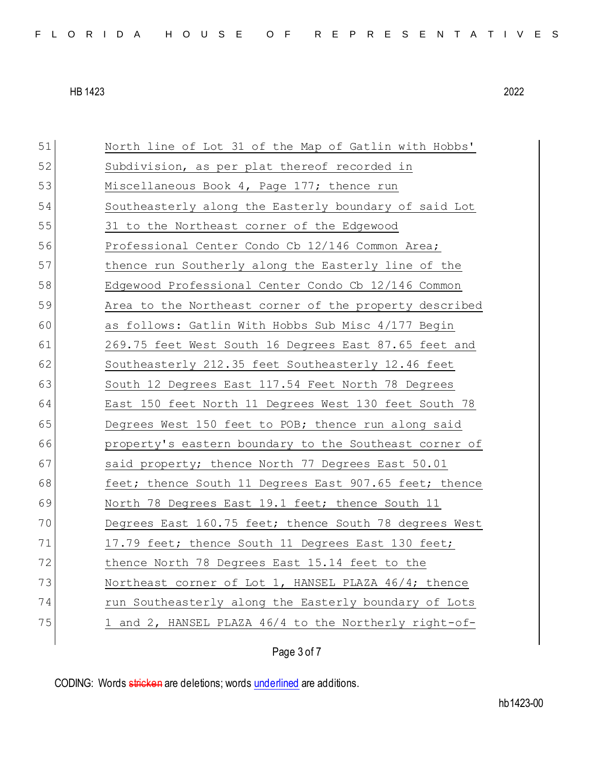51 North line of Lot 31 of the Map of Gatlin with Hobbs'
52 Subdivision, as per plat thereof recorded in
53 Miscellaneous Book 4, Page 177; thence run
54 Southeasterly along the Easterly boundary of said Lot
55 31 to the Northeast corner of the Edgewood
56 Professional Center Condo Cb 12/146 Common Area;
57 thence run Southerly along the Easterly line of the
58 Edgewood Professional Center Condo Cb 12/146 Common
59 Area to the Northeast corner of the property described
60 as follows: Gatlin With Hobbs Sub Misc 4/177 Begin
61 269.75 feet West South 16 Degrees East 87.65 feet and
62 Southeasterly 212.35 feet Southeasterly 12.46 feet
63 South 12 Degrees East 117.54 Feet North 78 Degrees
64 East 150 feet North 11 Degrees West 130 feet South 78
65 Degrees West 150 feet to POB; thence run along said
66 property's eastern boundary to the Southeast corner of
67 said property; thence North 77 Degrees East 50.01
68 feet; thence South 11 Degrees East 907.65 feet; thence
69 North 78 Degrees East 19.1 feet; thence South 11
70 Degrees East 160.75 feet; thence South 78 degrees West
71 17.79 feet; thence South 11 Degrees East 130 feet;
72 thence North 78 Degrees East 15.14 feet to the
73 Northeast corner of Lot 1, HANSEL PLAZA 46/4; thence
74 run Southeasterly along the Easterly boundary of Lots
75 1 and 2, HANSEL PLAZA 46/4 to the Northerly right-of-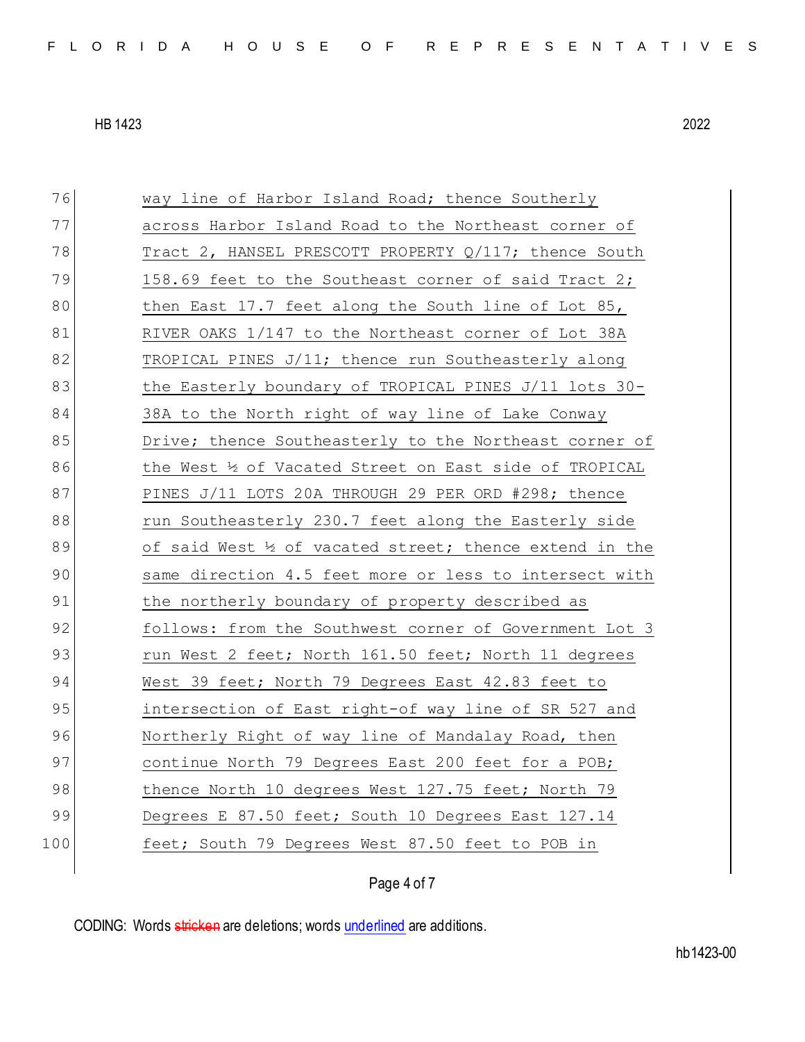76 way line of Harbor Island Road; thence Southerly
77 across Harbor Island Road to the Northeast corner of
78 Tract 2, HANSEL PRESCOTT PROPERTY Q/117; thence South
79 158.69 feet to the Southeast corner of said Tract 2;
80 then East 17.7 feet along the South line of Lot 85,
81 RIVER OAKS 1/147 to the Northeast corner of Lot 38A
82 TROPICAL PINES J/11; thence run Southeasterly along
83 the Easterly boundary of TROPICAL PINES J/11 lots 30-
84 38A to the North right of way line of Lake Conway
85 Drive; thence Southeasterly to the Northeast corner of
86 the West ½ of Vacated Street on East side of TROPICAL
87 PINES J/11 LOTS 20A THROUGH 29 PER ORD #298; thence
88 run Southeasterly 230.7 feet along the Easterly side
89 of said West ½ of vacated street; thence extend in the
90 same direction 4.5 feet more or less to intersect with
91 the northerly boundary of property described as
92 follows: from the Southwest corner of Government Lot 3
93 run West 2 feet; North 161.50 feet; North 11 degrees
94 West 39 feet; North 79 Degrees East 42.83 feet to
95 intersection of East right-of way line of SR 527 and
96 Northerly Right of way line of Mandalay Road, then
97 continue North 79 Degrees East 200 feet for a POB;
98 thence North 10 degrees West 127.75 feet; North 79
99 Degrees E 87.50 feet; South 10 Degrees East 127.14
100 feet; South 79 Degrees West 87.50 feet to POB in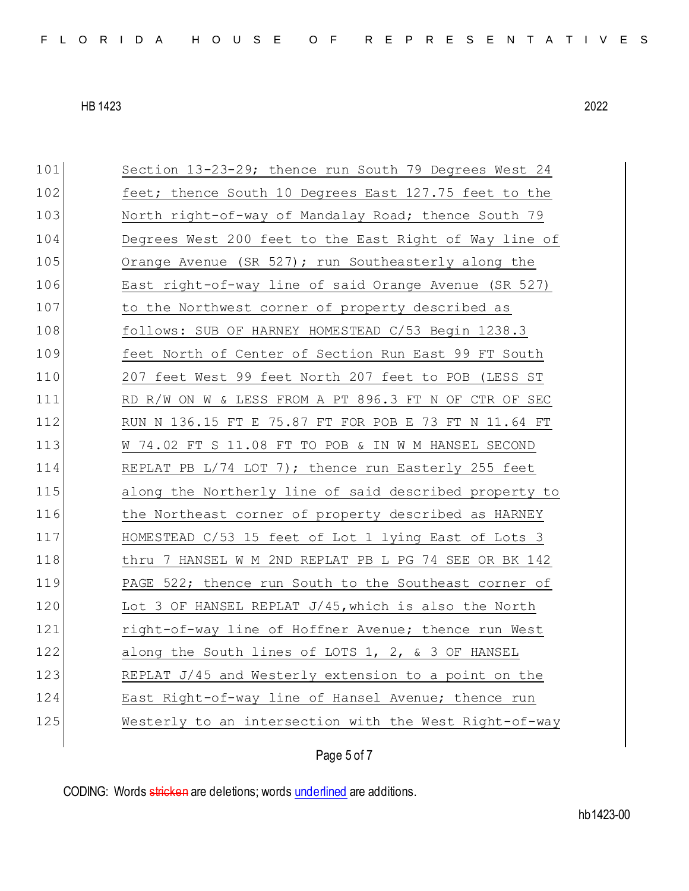101 Section 13-23-29; thence run South 79 Degrees West 24
102 feet; thence South 10 Degrees East 127.75 feet to the
103 North right-of-way of Mandalay Road; thence South 79
104 Degrees West 200 feet to the East Right of Way line of
105 Orange Avenue (SR 527); run Southeasterly along the
106 East right-of-way line of said Orange Avenue (SR 527)
107 to the Northwest corner of property described as
108 follows: SUB OF HARNEY HOMESTEAD C/53 Begin 1238.3
109 feet North of Center of Section Run East 99 FT South
110 207 feet West 99 feet North 207 feet to POB (LESS ST
111 RD R/W ON W & LESS FROM A PT 896.3 FT N OF CTR OF SEC
112 RUN N 136.15 FT E 75.87 FT FOR POB E 73 FT N 11.64 FT
113 W 74.02 FT S 11.08 FT TO POB & IN W M HANSEL SECOND
114 REPLAT PB L/74 LOT 7); thence run Easterly 255 feet
115 along the Northerly line of said described property to
116 the Northeast corner of property described as HARNEY
117 HOMESTEAD C/53 15 feet of Lot 1 lying East of Lots 3
118 thru 7 HANSEL W M 2ND REPLAT PB L PG 74 SEE OR BK 142
119 PAGE 522; thence run South to the Southeast corner of
120 Lot 3 OF HANSEL REPLAT J/45,which is also the North
121 right-of-way line of Hoffner Avenue; thence run West
122 along the South lines of LOTS 1, 2, & 3 OF HANSEL
123 REPLAT J/45 and Westerly extension to a point on the
124 East Right-of-way line of Hansel Avenue; thence run
125 Westerly to an intersection with the West Right-of-way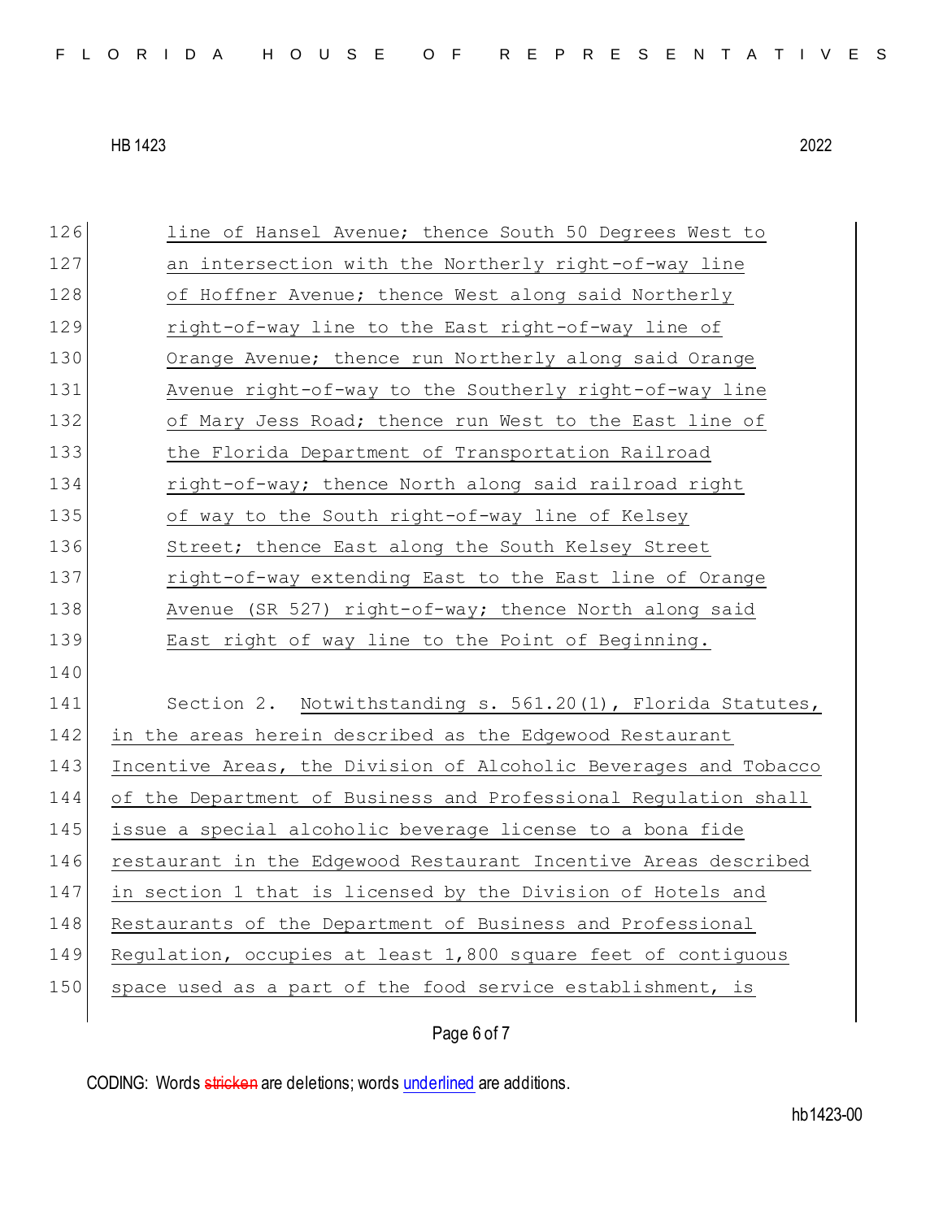line of Hansel Avenue; thence South 50 Degrees West to an intersection with the Northerly right-of-way line of Hoffner Avenue; thence West along said Northerly right-of-way line to the East right-of-way line of Orange Avenue; thence run Northerly along said Orange Avenue right-of-way to the Southerly right-of-way line of Mary Jess Road; thence run West to the East line of the Florida Department of Transportation Railroad right-of-way; thence North along said railroad right of way to the South right-of-way line of Kelsey Street; thence East along the South Kelsey Street right-of-way extending East to the East line of Orange Avenue (SR 527) right-of-way; thence North along said East right of way line to the Point of Beginning.

Section 2. Notwithstanding s. 561.20(1), Florida Statutes, in the areas herein described as the Edgewood Restaurant Incentive Areas, the Division of Alcoholic Beverages and Tobacco of the Department of Business and Professional Regulation shall issue a special alcoholic beverage license to a bona fide restaurant in the Edgewood Restaurant Incentive Areas described in section 1 that is licensed by the Division of Hotels and Restaurants of the Department of Business and Professional Regulation, occupies at least 1,800 square feet of contiguous space used as a part of the food service establishment, is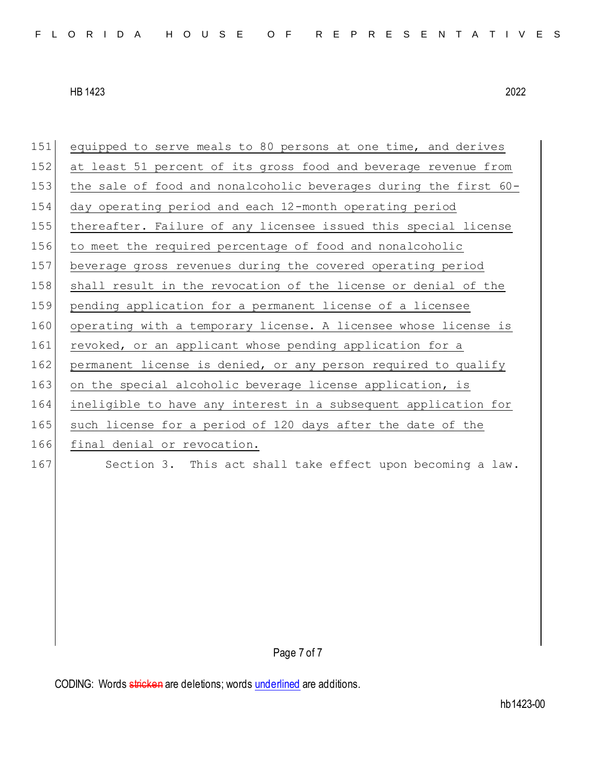equipped to serve meals to 80 persons at one time, and derives at least 51 percent of its gross food and beverage revenue from the sale of food and nonalcoholic beverages during the first 60-day operating period and each 12-month operating period thereafter. Failure of any licensee issued this special license to meet the required percentage of food and nonalcoholic beverage gross revenues during the covered operating period shall result in the revocation of the license or denial of the pending application for a permanent license of a licensee operating with a temporary license. A licensee whose license is revoked, or an applicant whose pending application for a permanent license is denied, or any person required to qualify on the special alcoholic beverage license application, is ineligible to have any interest in a subsequent application for such license for a period of 120 days after the date of the final denial or revocation.

Section 3. This act shall take effect upon becoming a law.

CODING: Words stricken are deletions; words underlined are additions.